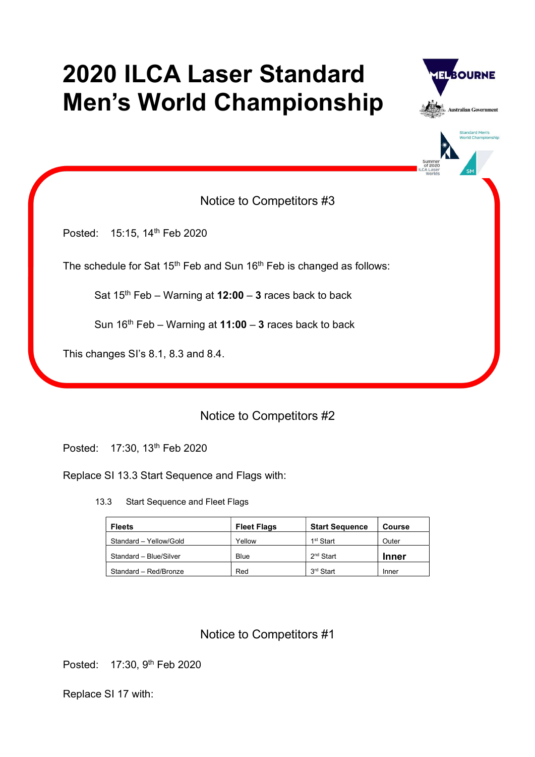# 2020 ILCA Laser Standard Men's World Championship

## Notice to Competitors #3

Posted: 15:15, 14th Feb 2020

The schedule for Sat 15th Feb and Sun 16th Feb is changed as follows:

> Sat 15th Feb – Warning at **12:00** – **3** races back to back
>
> Sun 16th Feb – Warning at **11:00** – **3** races back to back

This changes SI's 8.1, 8.3 and 8.4.

## Notice to Competitors #2

Posted: 17:30, 13th Feb 2020

Replace SI 13.3 Start Sequence and Flags with:

13.3 Start Sequence and Fleet Flags

| Fleets | Fleet Flags | Start Sequence | Course |
|---|---|---|---|
| Standard – Yellow/Gold | Yellow | 1st Start | Outer |
| Standard – Blue/Silver | Blue | 2nd Start | **Inner** |
| Standard – Red/Bronze | Red | 3rd Start | Inner |

## Notice to Competitors #1

Posted: 17:30, 9th Feb 2020

Replace SI 17 with: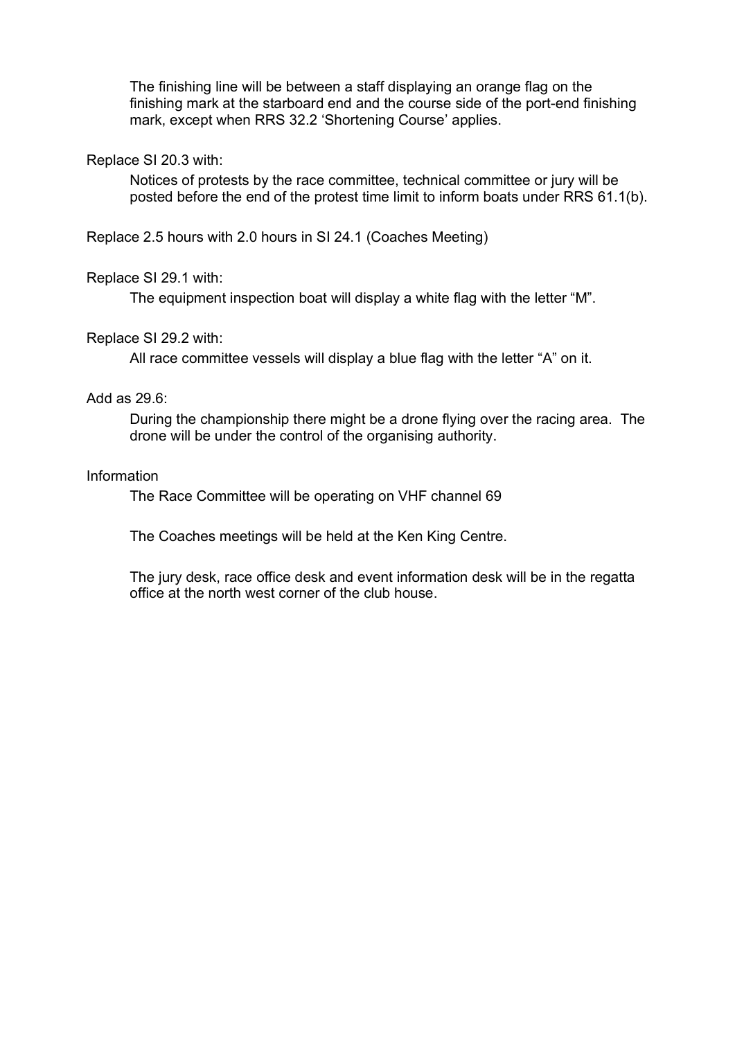The finishing line will be between a staff displaying an orange flag on the finishing mark at the starboard end and the course side of the port-end finishing mark, except when RRS 32.2 'Shortening Course' applies.

Replace SI 20.3 with:

> Notices of protests by the race committee, technical committee or jury will be posted before the end of the protest time limit to inform boats under RRS 61.1(b).

Replace 2.5 hours with 2.0 hours in SI 24.1 (Coaches Meeting)

Replace SI 29.1 with:

> The equipment inspection boat will display a white flag with the letter "M".

Replace SI 29.2 with:

> All race committee vessels will display a blue flag with the letter "A" on it.

Add as 29.6:

> During the championship there might be a drone flying over the racing area. The drone will be under the control of the organising authority.

Information

> The Race Committee will be operating on VHF channel 69
>
> The Coaches meetings will be held at the Ken King Centre.
>
> The jury desk, race office desk and event information desk will be in the regatta office at the north west corner of the club house.